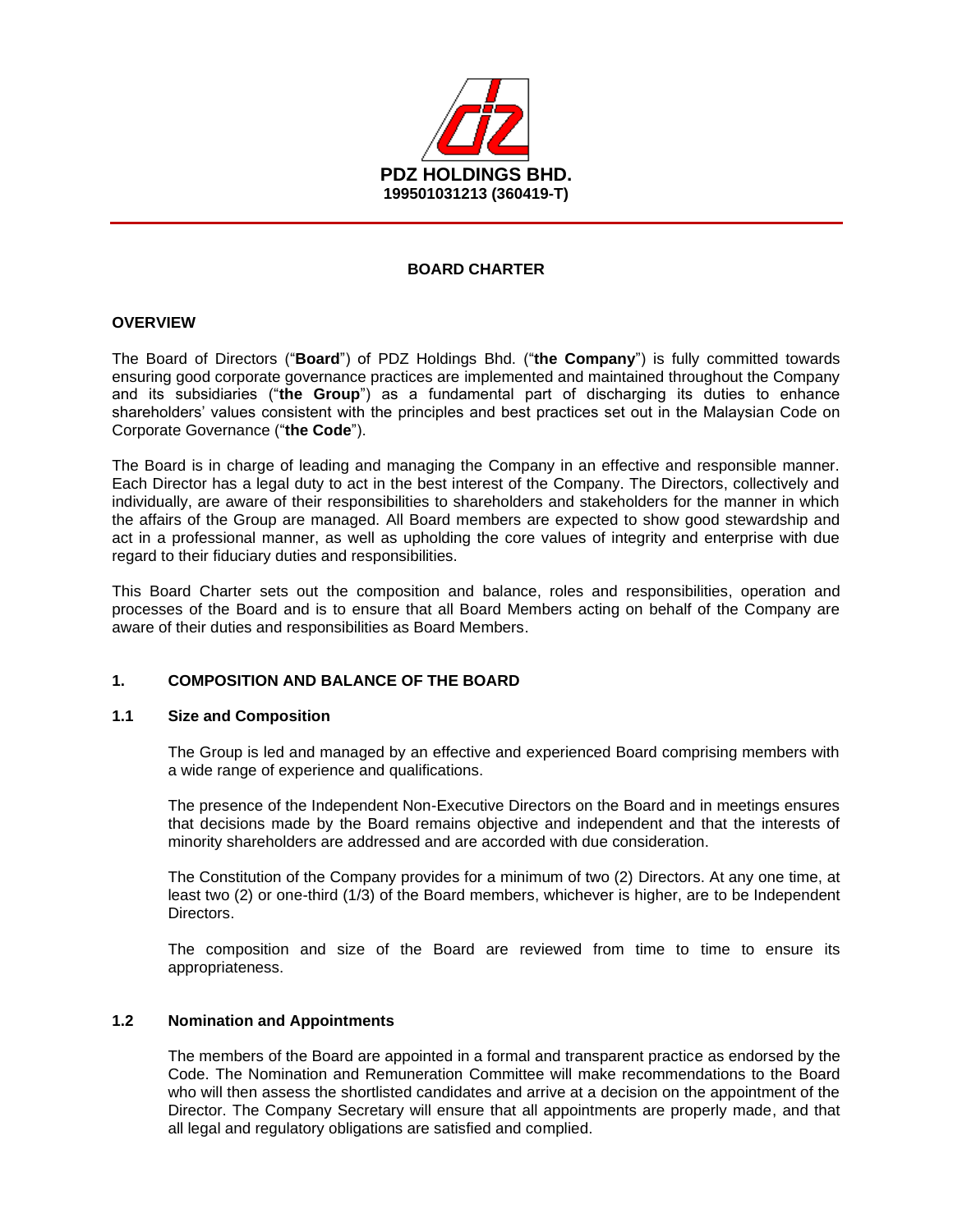**PDZ HOLDINGS BHD.**
**199501031213 (360419-T)**

# BOARD CHARTER

## OVERVIEW

The Board of Directors ("**Board**") of PDZ Holdings Bhd. ("**the Company**") is fully committed towards ensuring good corporate governance practices are implemented and maintained throughout the Company and its subsidiaries ("**the Group**") as a fundamental part of discharging its duties to enhance shareholders' values consistent with the principles and best practices set out in the Malaysian Code on Corporate Governance ("**the Code**").

The Board is in charge of leading and managing the Company in an effective and responsible manner. Each Director has a legal duty to act in the best interest of the Company. The Directors, collectively and individually, are aware of their responsibilities to shareholders and stakeholders for the manner in which the affairs of the Group are managed. All Board members are expected to show good stewardship and act in a professional manner, as well as upholding the core values of integrity and enterprise with due regard to their fiduciary duties and responsibilities.

This Board Charter sets out the composition and balance, roles and responsibilities, operation and processes of the Board and is to ensure that all Board Members acting on behalf of the Company are aware of their duties and responsibilities as Board Members.

## 1. COMPOSITION AND BALANCE OF THE BOARD

### 1.1 Size and Composition

The Group is led and managed by an effective and experienced Board comprising members with a wide range of experience and qualifications.

The presence of the Independent Non-Executive Directors on the Board and in meetings ensures that decisions made by the Board remains objective and independent and that the interests of minority shareholders are addressed and are accorded with due consideration.

The Constitution of the Company provides for a minimum of two (2) Directors. At any one time, at least two (2) or one-third (1/3) of the Board members, whichever is higher, are to be Independent Directors.

The composition and size of the Board are reviewed from time to time to ensure its appropriateness.

### 1.2 Nomination and Appointments

The members of the Board are appointed in a formal and transparent practice as endorsed by the Code. The Nomination and Remuneration Committee will make recommendations to the Board who will then assess the shortlisted candidates and arrive at a decision on the appointment of the Director. The Company Secretary will ensure that all appointments are properly made, and that all legal and regulatory obligations are satisfied and complied.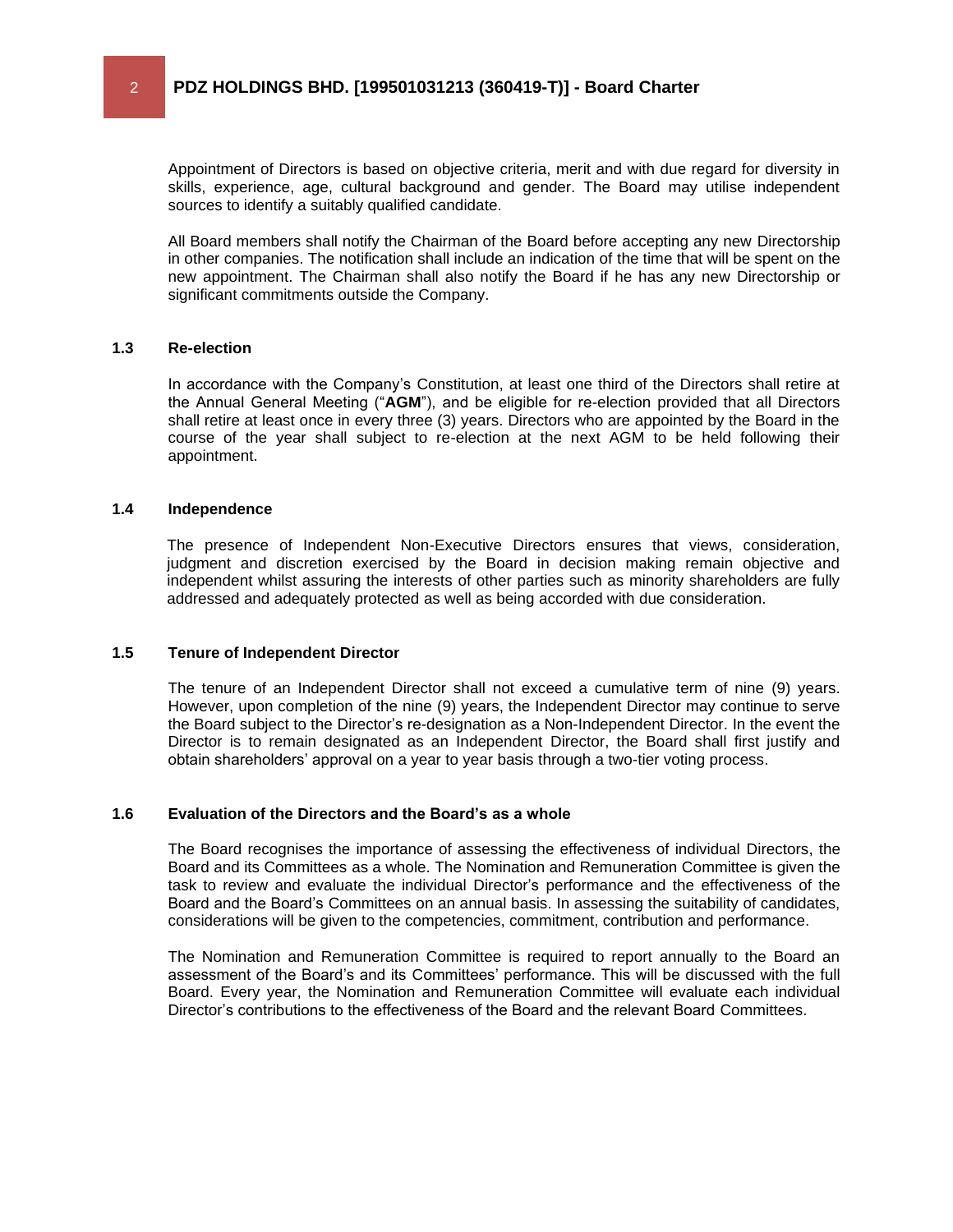Appointment of Directors is based on objective criteria, merit and with due regard for diversity in skills, experience, age, cultural background and gender. The Board may utilise independent sources to identify a suitably qualified candidate.

All Board members shall notify the Chairman of the Board before accepting any new Directorship in other companies. The notification shall include an indication of the time that will be spent on the new appointment. The Chairman shall also notify the Board if he has any new Directorship or significant commitments outside the Company.

### 1.3 Re-election

In accordance with the Company's Constitution, at least one third of the Directors shall retire at the Annual General Meeting ("**AGM**"), and be eligible for re-election provided that all Directors shall retire at least once in every three (3) years. Directors who are appointed by the Board in the course of the year shall subject to re-election at the next AGM to be held following their appointment.

### 1.4 Independence

The presence of Independent Non-Executive Directors ensures that views, consideration, judgment and discretion exercised by the Board in decision making remain objective and independent whilst assuring the interests of other parties such as minority shareholders are fully addressed and adequately protected as well as being accorded with due consideration.

### 1.5 Tenure of Independent Director

The tenure of an Independent Director shall not exceed a cumulative term of nine (9) years. However, upon completion of the nine (9) years, the Independent Director may continue to serve the Board subject to the Director's re-designation as a Non-Independent Director. In the event the Director is to remain designated as an Independent Director, the Board shall first justify and obtain shareholders' approval on a year to year basis through a two-tier voting process.

### 1.6 Evaluation of the Directors and the Board's as a whole

The Board recognises the importance of assessing the effectiveness of individual Directors, the Board and its Committees as a whole. The Nomination and Remuneration Committee is given the task to review and evaluate the individual Director's performance and the effectiveness of the Board and the Board's Committees on an annual basis. In assessing the suitability of candidates, considerations will be given to the competencies, commitment, contribution and performance.

The Nomination and Remuneration Committee is required to report annually to the Board an assessment of the Board's and its Committees' performance. This will be discussed with the full Board. Every year, the Nomination and Remuneration Committee will evaluate each individual Director's contributions to the effectiveness of the Board and the relevant Board Committees.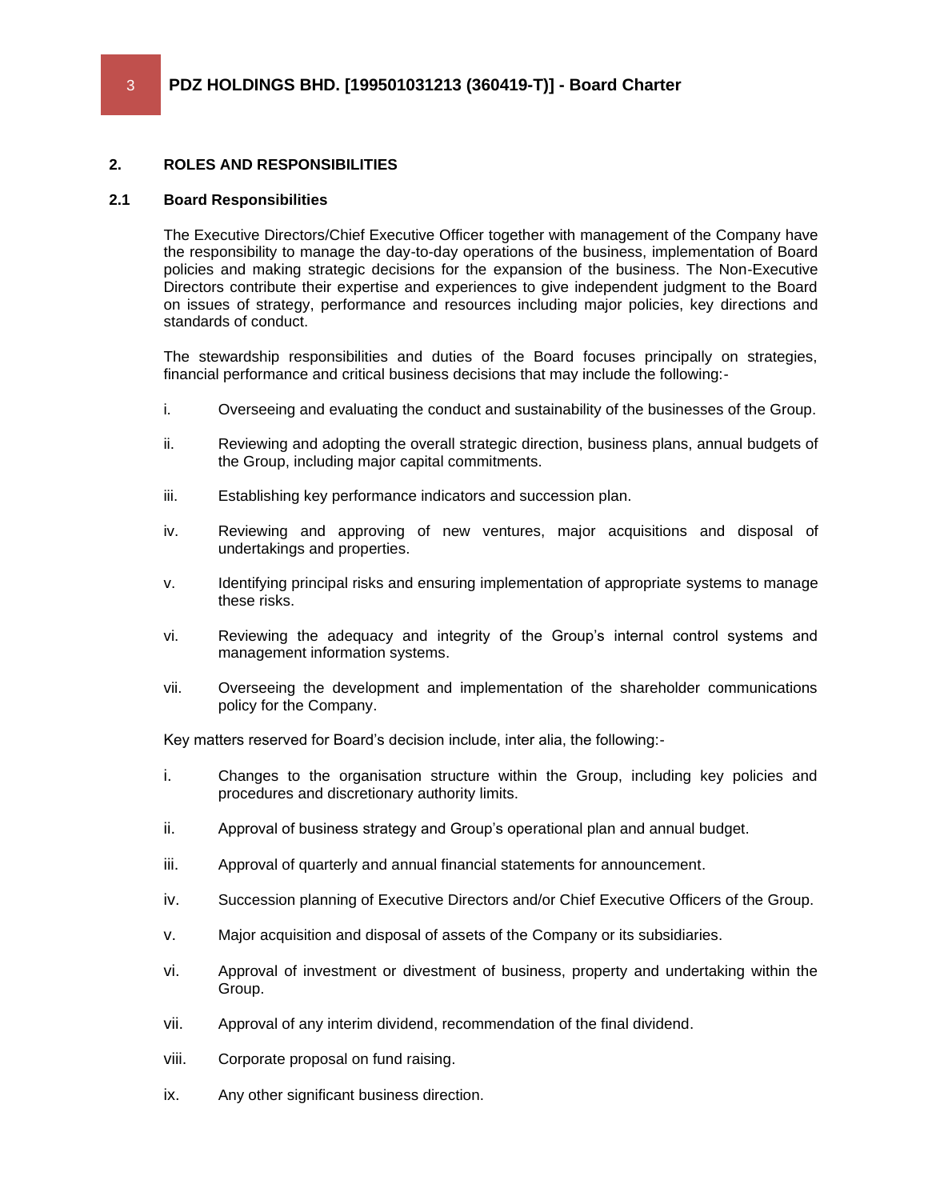## 2. ROLES AND RESPONSIBILITIES

### 2.1 Board Responsibilities

The Executive Directors/Chief Executive Officer together with management of the Company have the responsibility to manage the day-to-day operations of the business, implementation of Board policies and making strategic decisions for the expansion of the business. The Non-Executive Directors contribute their expertise and experiences to give independent judgment to the Board on issues of strategy, performance and resources including major policies, key directions and standards of conduct.

The stewardship responsibilities and duties of the Board focuses principally on strategies, financial performance and critical business decisions that may include the following:-

i. Overseeing and evaluating the conduct and sustainability of the businesses of the Group.

ii. Reviewing and adopting the overall strategic direction, business plans, annual budgets of the Group, including major capital commitments.

iii. Establishing key performance indicators and succession plan.

iv. Reviewing and approving of new ventures, major acquisitions and disposal of undertakings and properties.

v. Identifying principal risks and ensuring implementation of appropriate systems to manage these risks.

vi. Reviewing the adequacy and integrity of the Group's internal control systems and management information systems.

vii. Overseeing the development and implementation of the shareholder communications policy for the Company.

Key matters reserved for Board's decision include, inter alia, the following:-

i. Changes to the organisation structure within the Group, including key policies and procedures and discretionary authority limits.

ii. Approval of business strategy and Group's operational plan and annual budget.

iii. Approval of quarterly and annual financial statements for announcement.

iv. Succession planning of Executive Directors and/or Chief Executive Officers of the Group.

v. Major acquisition and disposal of assets of the Company or its subsidiaries.

vi. Approval of investment or divestment of business, property and undertaking within the Group.

vii. Approval of any interim dividend, recommendation of the final dividend.

viii. Corporate proposal on fund raising.

ix. Any other significant business direction.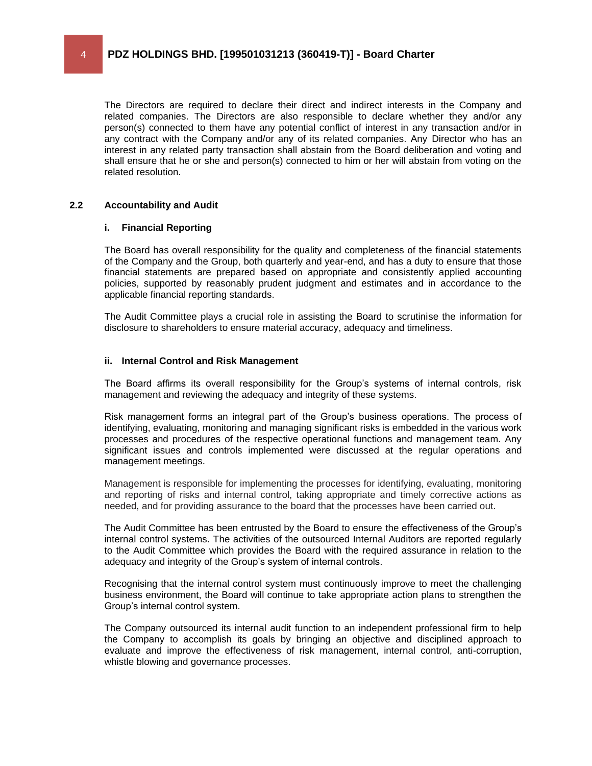The Directors are required to declare their direct and indirect interests in the Company and related companies. The Directors are also responsible to declare whether they and/or any person(s) connected to them have any potential conflict of interest in any transaction and/or in any contract with the Company and/or any of its related companies. Any Director who has an interest in any related party transaction shall abstain from the Board deliberation and voting and shall ensure that he or she and person(s) connected to him or her will abstain from voting on the related resolution.

## 2.2 Accountability and Audit

### i. Financial Reporting

The Board has overall responsibility for the quality and completeness of the financial statements of the Company and the Group, both quarterly and year-end, and has a duty to ensure that those financial statements are prepared based on appropriate and consistently applied accounting policies, supported by reasonably prudent judgment and estimates and in accordance to the applicable financial reporting standards.

The Audit Committee plays a crucial role in assisting the Board to scrutinise the information for disclosure to shareholders to ensure material accuracy, adequacy and timeliness.

### ii. Internal Control and Risk Management

The Board affirms its overall responsibility for the Group's systems of internal controls, risk management and reviewing the adequacy and integrity of these systems.

Risk management forms an integral part of the Group's business operations. The process of identifying, evaluating, monitoring and managing significant risks is embedded in the various work processes and procedures of the respective operational functions and management team. Any significant issues and controls implemented were discussed at the regular operations and management meetings.

Management is responsible for implementing the processes for identifying, evaluating, monitoring and reporting of risks and internal control, taking appropriate and timely corrective actions as needed, and for providing assurance to the board that the processes have been carried out.

The Audit Committee has been entrusted by the Board to ensure the effectiveness of the Group's internal control systems. The activities of the outsourced Internal Auditors are reported regularly to the Audit Committee which provides the Board with the required assurance in relation to the adequacy and integrity of the Group's system of internal controls.

Recognising that the internal control system must continuously improve to meet the challenging business environment, the Board will continue to take appropriate action plans to strengthen the Group's internal control system.

The Company outsourced its internal audit function to an independent professional firm to help the Company to accomplish its goals by bringing an objective and disciplined approach to evaluate and improve the effectiveness of risk management, internal control, anti-corruption, whistle blowing and governance processes.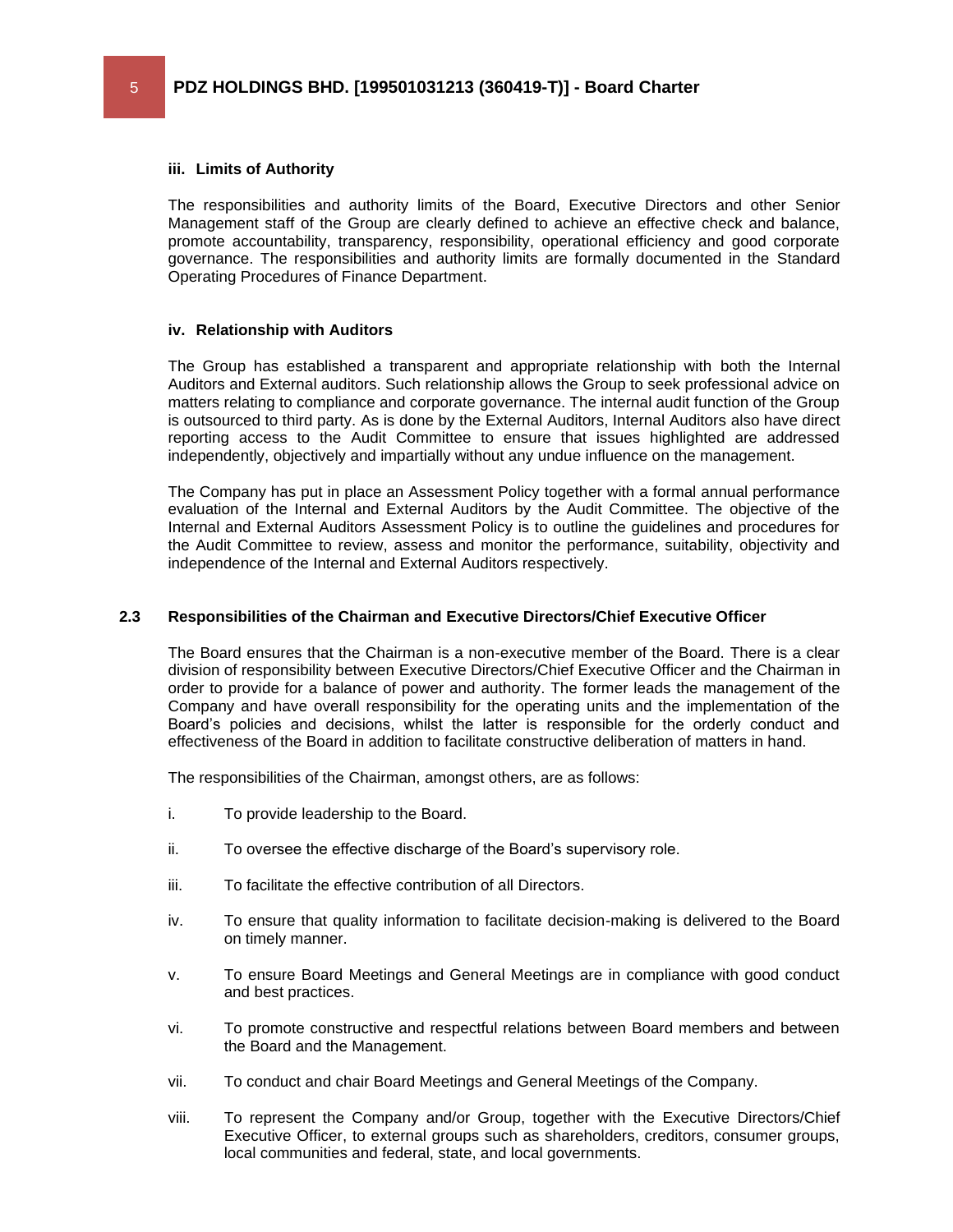### iii. Limits of Authority

The responsibilities and authority limits of the Board, Executive Directors and other Senior Management staff of the Group are clearly defined to achieve an effective check and balance, promote accountability, transparency, responsibility, operational efficiency and good corporate governance. The responsibilities and authority limits are formally documented in the Standard Operating Procedures of Finance Department.

### iv. Relationship with Auditors

The Group has established a transparent and appropriate relationship with both the Internal Auditors and External auditors. Such relationship allows the Group to seek professional advice on matters relating to compliance and corporate governance. The internal audit function of the Group is outsourced to third party. As is done by the External Auditors, Internal Auditors also have direct reporting access to the Audit Committee to ensure that issues highlighted are addressed independently, objectively and impartially without any undue influence on the management.

The Company has put in place an Assessment Policy together with a formal annual performance evaluation of the Internal and External Auditors by the Audit Committee. The objective of the Internal and External Auditors Assessment Policy is to outline the guidelines and procedures for the Audit Committee to review, assess and monitor the performance, suitability, objectivity and independence of the Internal and External Auditors respectively.

## 2.3 Responsibilities of the Chairman and Executive Directors/Chief Executive Officer

The Board ensures that the Chairman is a non-executive member of the Board. There is a clear division of responsibility between Executive Directors/Chief Executive Officer and the Chairman in order to provide for a balance of power and authority. The former leads the management of the Company and have overall responsibility for the operating units and the implementation of the Board's policies and decisions, whilst the latter is responsible for the orderly conduct and effectiveness of the Board in addition to facilitate constructive deliberation of matters in hand.

The responsibilities of the Chairman, amongst others, are as follows:

i. To provide leadership to the Board.

ii. To oversee the effective discharge of the Board's supervisory role.

iii. To facilitate the effective contribution of all Directors.

iv. To ensure that quality information to facilitate decision-making is delivered to the Board on timely manner.

v. To ensure Board Meetings and General Meetings are in compliance with good conduct and best practices.

vi. To promote constructive and respectful relations between Board members and between the Board and the Management.

vii. To conduct and chair Board Meetings and General Meetings of the Company.

viii. To represent the Company and/or Group, together with the Executive Directors/Chief Executive Officer, to external groups such as shareholders, creditors, consumer groups, local communities and federal, state, and local governments.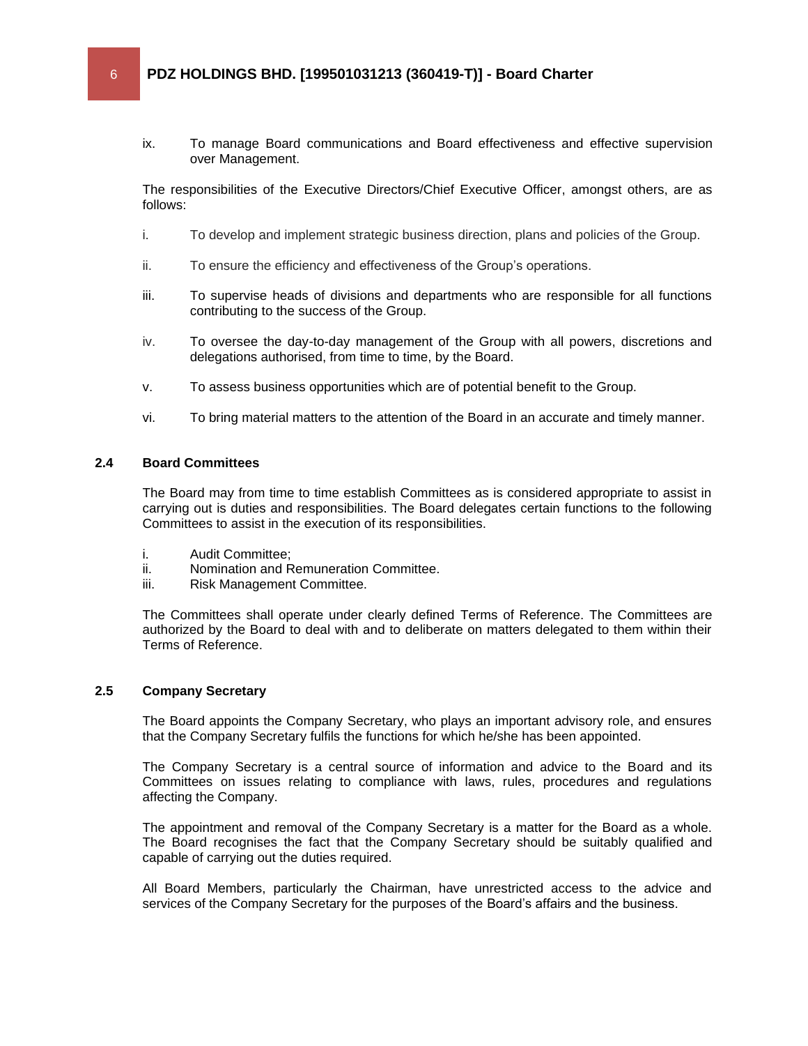ix. To manage Board communications and Board effectiveness and effective supervision over Management.

The responsibilities of the Executive Directors/Chief Executive Officer, amongst others, are as follows:

i. To develop and implement strategic business direction, plans and policies of the Group.

ii. To ensure the efficiency and effectiveness of the Group's operations.

iii. To supervise heads of divisions and departments who are responsible for all functions contributing to the success of the Group.

iv. To oversee the day-to-day management of the Group with all powers, discretions and delegations authorised, from time to time, by the Board.

v. To assess business opportunities which are of potential benefit to the Group.

vi. To bring material matters to the attention of the Board in an accurate and timely manner.

### 2.4 Board Committees

The Board may from time to time establish Committees as is considered appropriate to assist in carrying out is duties and responsibilities. The Board delegates certain functions to the following Committees to assist in the execution of its responsibilities.

i. Audit Committee;
ii. Nomination and Remuneration Committee.
iii. Risk Management Committee.

The Committees shall operate under clearly defined Terms of Reference. The Committees are authorized by the Board to deal with and to deliberate on matters delegated to them within their Terms of Reference.

### 2.5 Company Secretary

The Board appoints the Company Secretary, who plays an important advisory role, and ensures that the Company Secretary fulfils the functions for which he/she has been appointed.

The Company Secretary is a central source of information and advice to the Board and its Committees on issues relating to compliance with laws, rules, procedures and regulations affecting the Company.

The appointment and removal of the Company Secretary is a matter for the Board as a whole. The Board recognises the fact that the Company Secretary should be suitably qualified and capable of carrying out the duties required.

All Board Members, particularly the Chairman, have unrestricted access to the advice and services of the Company Secretary for the purposes of the Board's affairs and the business.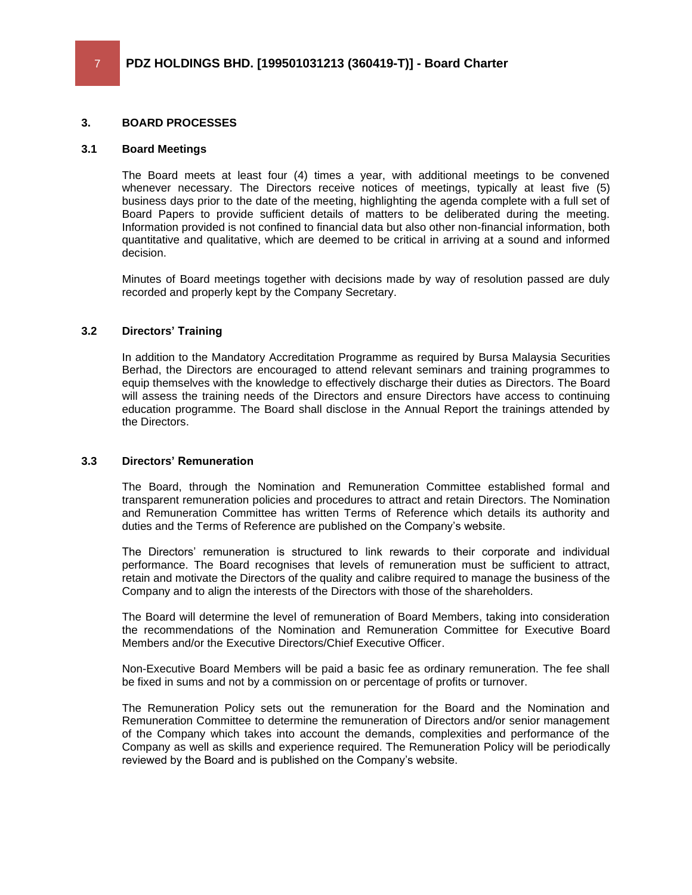## 3. BOARD PROCESSES

### 3.1 Board Meetings

The Board meets at least four (4) times a year, with additional meetings to be convened whenever necessary. The Directors receive notices of meetings, typically at least five (5) business days prior to the date of the meeting, highlighting the agenda complete with a full set of Board Papers to provide sufficient details of matters to be deliberated during the meeting. Information provided is not confined to financial data but also other non-financial information, both quantitative and qualitative, which are deemed to be critical in arriving at a sound and informed decision.

Minutes of Board meetings together with decisions made by way of resolution passed are duly recorded and properly kept by the Company Secretary.

### 3.2 Directors' Training

In addition to the Mandatory Accreditation Programme as required by Bursa Malaysia Securities Berhad, the Directors are encouraged to attend relevant seminars and training programmes to equip themselves with the knowledge to effectively discharge their duties as Directors. The Board will assess the training needs of the Directors and ensure Directors have access to continuing education programme. The Board shall disclose in the Annual Report the trainings attended by the Directors.

### 3.3 Directors' Remuneration

The Board, through the Nomination and Remuneration Committee established formal and transparent remuneration policies and procedures to attract and retain Directors. The Nomination and Remuneration Committee has written Terms of Reference which details its authority and duties and the Terms of Reference are published on the Company's website.

The Directors' remuneration is structured to link rewards to their corporate and individual performance. The Board recognises that levels of remuneration must be sufficient to attract, retain and motivate the Directors of the quality and calibre required to manage the business of the Company and to align the interests of the Directors with those of the shareholders.

The Board will determine the level of remuneration of Board Members, taking into consideration the recommendations of the Nomination and Remuneration Committee for Executive Board Members and/or the Executive Directors/Chief Executive Officer.

Non-Executive Board Members will be paid a basic fee as ordinary remuneration. The fee shall be fixed in sums and not by a commission on or percentage of profits or turnover.

The Remuneration Policy sets out the remuneration for the Board and the Nomination and Remuneration Committee to determine the remuneration of Directors and/or senior management of the Company which takes into account the demands, complexities and performance of the Company as well as skills and experience required. The Remuneration Policy will be periodically reviewed by the Board and is published on the Company's website.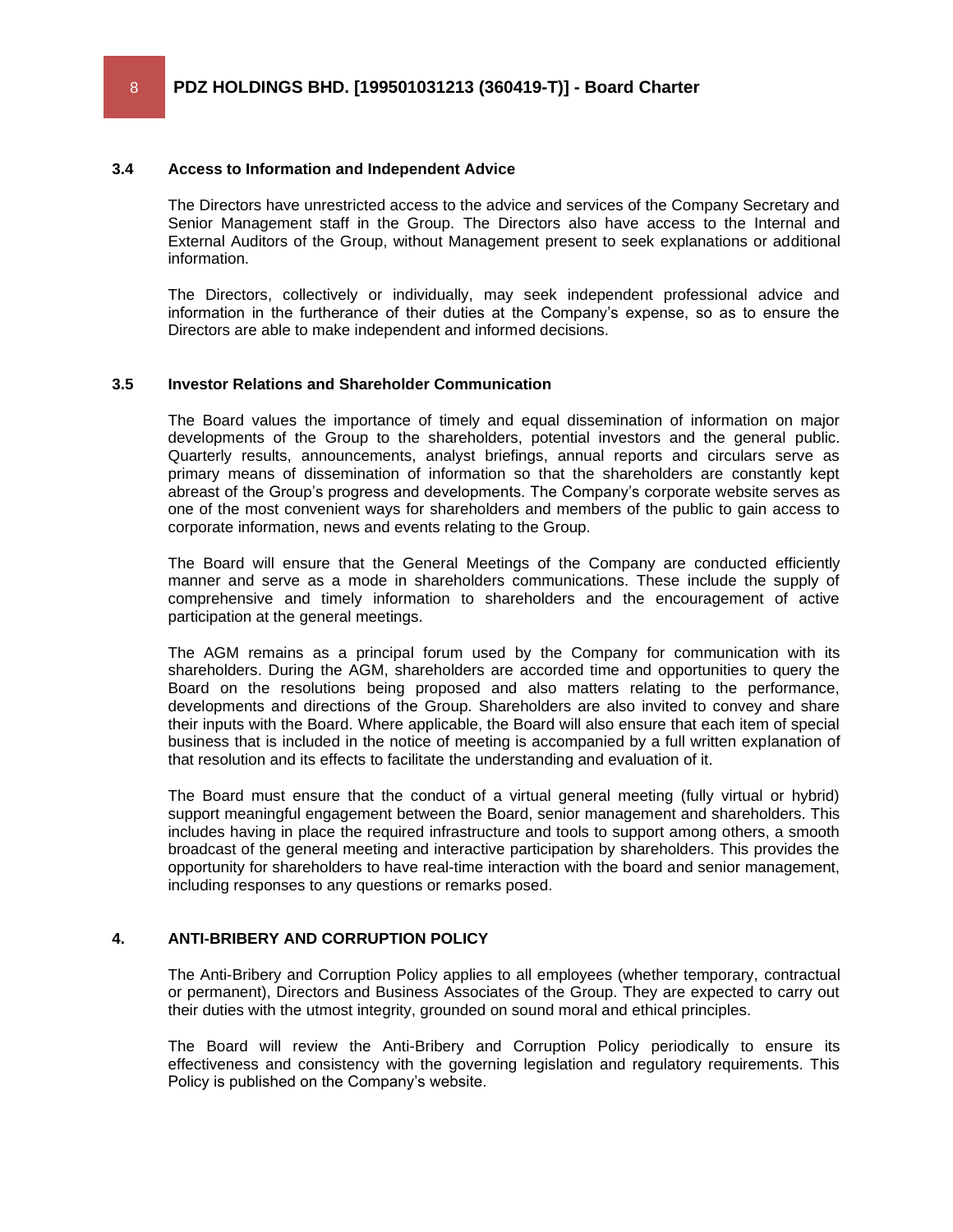### 3.4 Access to Information and Independent Advice

The Directors have unrestricted access to the advice and services of the Company Secretary and Senior Management staff in the Group. The Directors also have access to the Internal and External Auditors of the Group, without Management present to seek explanations or additional information.

The Directors, collectively or individually, may seek independent professional advice and information in the furtherance of their duties at the Company's expense, so as to ensure the Directors are able to make independent and informed decisions.

### 3.5 Investor Relations and Shareholder Communication

The Board values the importance of timely and equal dissemination of information on major developments of the Group to the shareholders, potential investors and the general public. Quarterly results, announcements, analyst briefings, annual reports and circulars serve as primary means of dissemination of information so that the shareholders are constantly kept abreast of the Group's progress and developments. The Company's corporate website serves as one of the most convenient ways for shareholders and members of the public to gain access to corporate information, news and events relating to the Group.

The Board will ensure that the General Meetings of the Company are conducted efficiently manner and serve as a mode in shareholders communications. These include the supply of comprehensive and timely information to shareholders and the encouragement of active participation at the general meetings.

The AGM remains as a principal forum used by the Company for communication with its shareholders. During the AGM, shareholders are accorded time and opportunities to query the Board on the resolutions being proposed and also matters relating to the performance, developments and directions of the Group. Shareholders are also invited to convey and share their inputs with the Board. Where applicable, the Board will also ensure that each item of special business that is included in the notice of meeting is accompanied by a full written explanation of that resolution and its effects to facilitate the understanding and evaluation of it.

The Board must ensure that the conduct of a virtual general meeting (fully virtual or hybrid) support meaningful engagement between the Board, senior management and shareholders. This includes having in place the required infrastructure and tools to support among others, a smooth broadcast of the general meeting and interactive participation by shareholders. This provides the opportunity for shareholders to have real-time interaction with the board and senior management, including responses to any questions or remarks posed.

## 4. ANTI-BRIBERY AND CORRUPTION POLICY

The Anti-Bribery and Corruption Policy applies to all employees (whether temporary, contractual or permanent), Directors and Business Associates of the Group. They are expected to carry out their duties with the utmost integrity, grounded on sound moral and ethical principles.

The Board will review the Anti-Bribery and Corruption Policy periodically to ensure its effectiveness and consistency with the governing legislation and regulatory requirements. This Policy is published on the Company's website.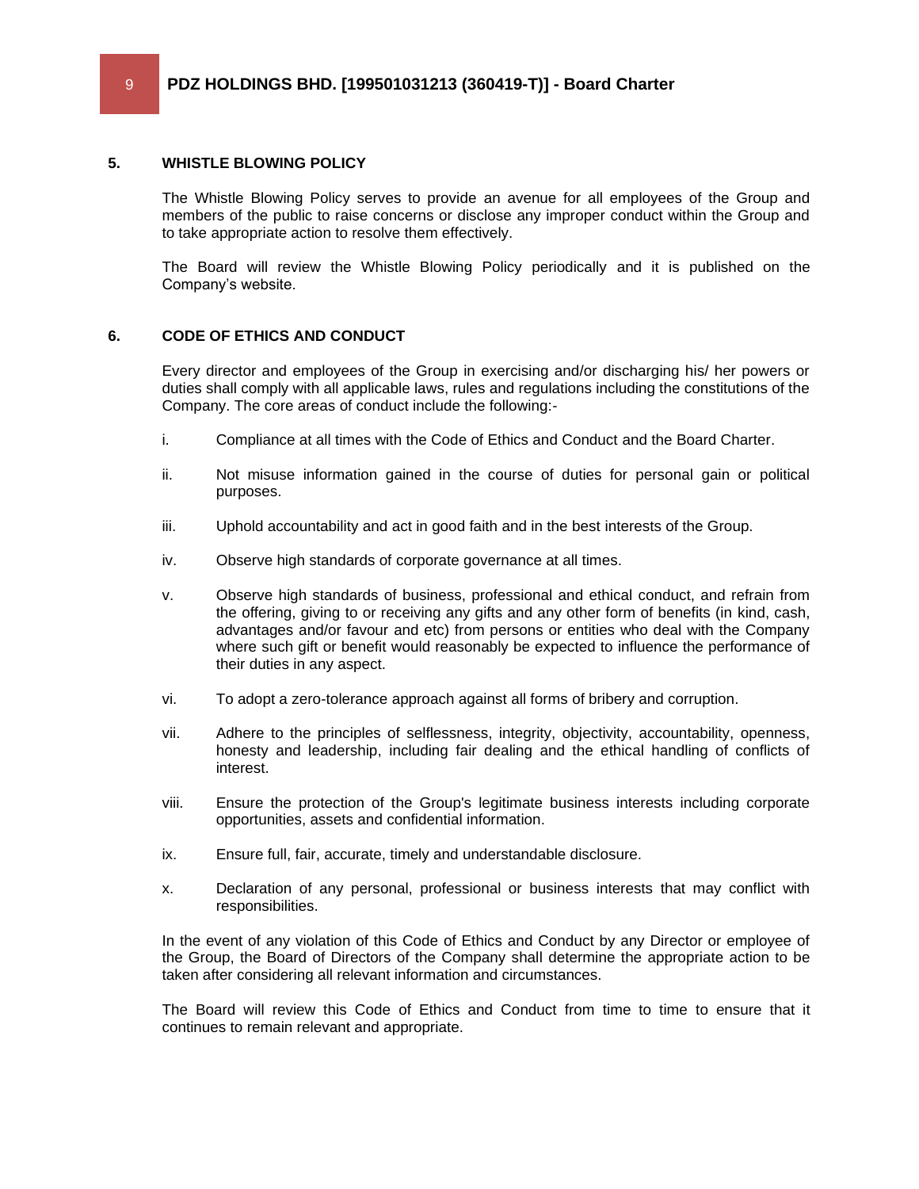## 5. WHISTLE BLOWING POLICY

The Whistle Blowing Policy serves to provide an avenue for all employees of the Group and members of the public to raise concerns or disclose any improper conduct within the Group and to take appropriate action to resolve them effectively.

The Board will review the Whistle Blowing Policy periodically and it is published on the Company's website.

## 6. CODE OF ETHICS AND CONDUCT

Every director and employees of the Group in exercising and/or discharging his/ her powers or duties shall comply with all applicable laws, rules and regulations including the constitutions of the Company. The core areas of conduct include the following:-

i. Compliance at all times with the Code of Ethics and Conduct and the Board Charter.

ii. Not misuse information gained in the course of duties for personal gain or political purposes.

iii. Uphold accountability and act in good faith and in the best interests of the Group.

iv. Observe high standards of corporate governance at all times.

v. Observe high standards of business, professional and ethical conduct, and refrain from the offering, giving to or receiving any gifts and any other form of benefits (in kind, cash, advantages and/or favour and etc) from persons or entities who deal with the Company where such gift or benefit would reasonably be expected to influence the performance of their duties in any aspect.

vi. To adopt a zero-tolerance approach against all forms of bribery and corruption.

vii. Adhere to the principles of selflessness, integrity, objectivity, accountability, openness, honesty and leadership, including fair dealing and the ethical handling of conflicts of interest.

viii. Ensure the protection of the Group's legitimate business interests including corporate opportunities, assets and confidential information.

ix. Ensure full, fair, accurate, timely and understandable disclosure.

x. Declaration of any personal, professional or business interests that may conflict with responsibilities.

In the event of any violation of this Code of Ethics and Conduct by any Director or employee of the Group, the Board of Directors of the Company shall determine the appropriate action to be taken after considering all relevant information and circumstances.

The Board will review this Code of Ethics and Conduct from time to time to ensure that it continues to remain relevant and appropriate.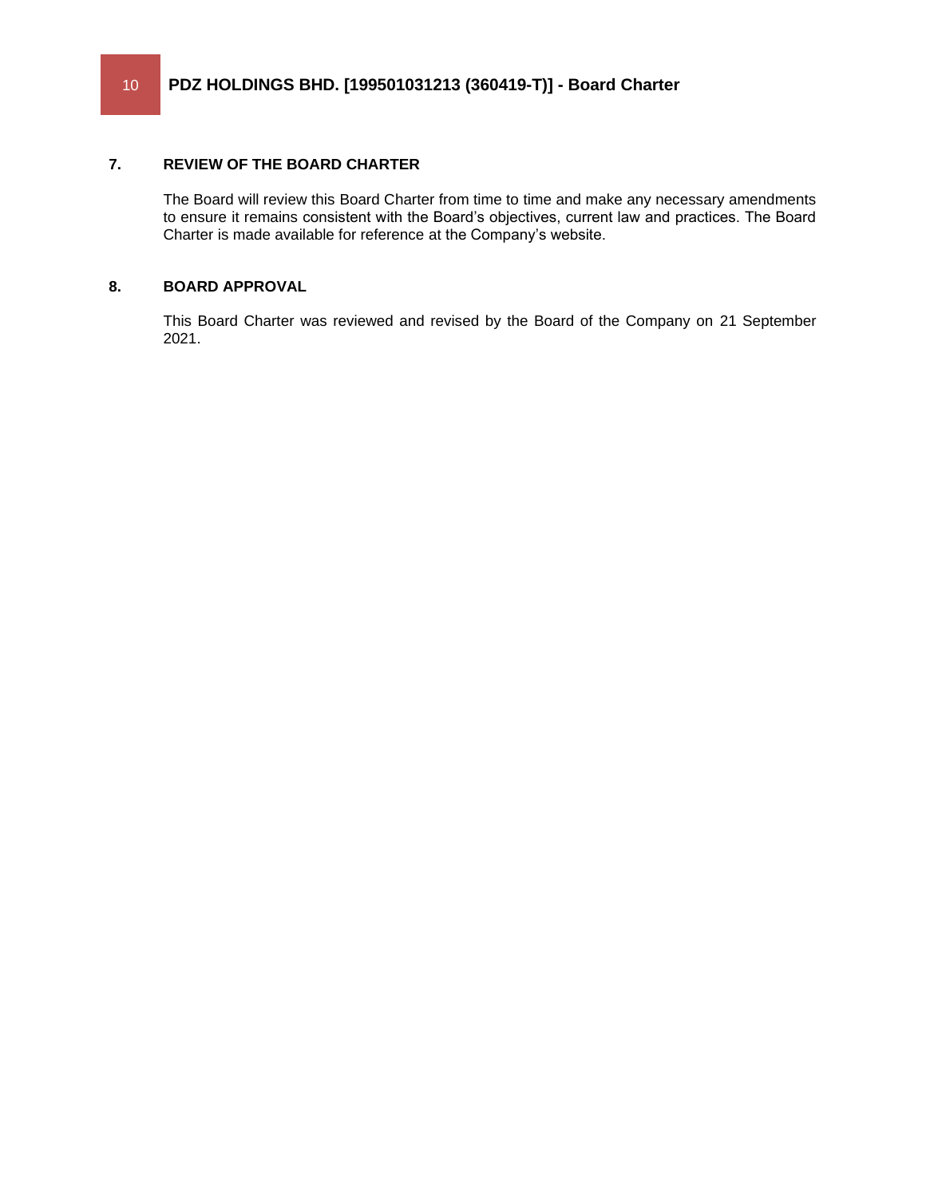## 7. REVIEW OF THE BOARD CHARTER

The Board will review this Board Charter from time to time and make any necessary amendments to ensure it remains consistent with the Board's objectives, current law and practices. The Board Charter is made available for reference at the Company's website.

## 8. BOARD APPROVAL

This Board Charter was reviewed and revised by the Board of the Company on 21 September 2021.